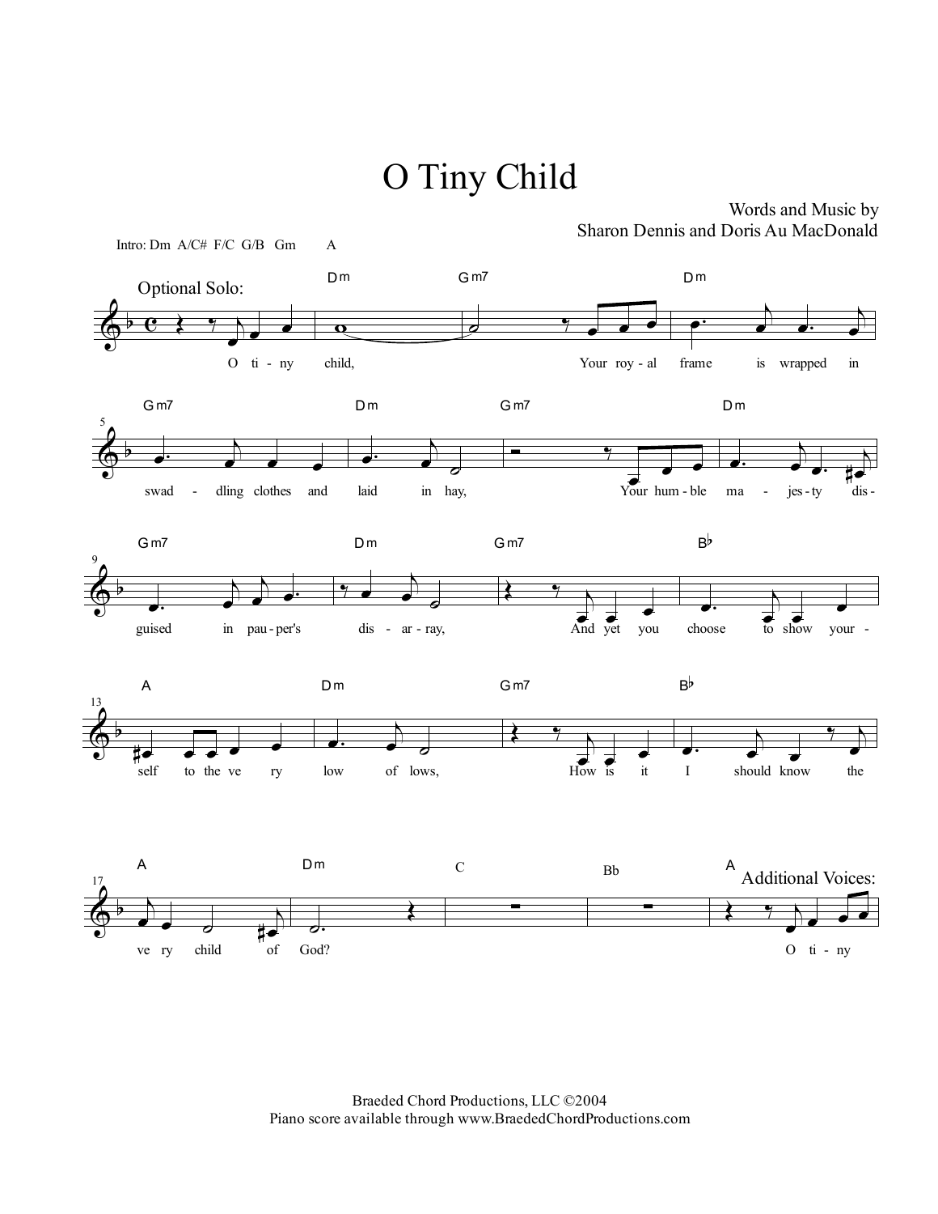# O Tiny Child

Words and Music by
Sharon Dennis and Doris Au MacDonald

Intro: Dm A/C# F/C G/B Gm A

Optional Solo:

O ti - ny child, Your roy - al frame is wrapped in swad - dling clothes and laid in hay, Your hum - ble ma - jes - ty dis - guised in pau - per's dis - ar - ray, And yet you choose to show your - self to the ve ry low of lows, How is it I should know the ve ry child of God?

Additional Voices:

O ti - ny

Braeded Chord Productions, LLC ©2004
Piano score available through www.BraededChordProductions.com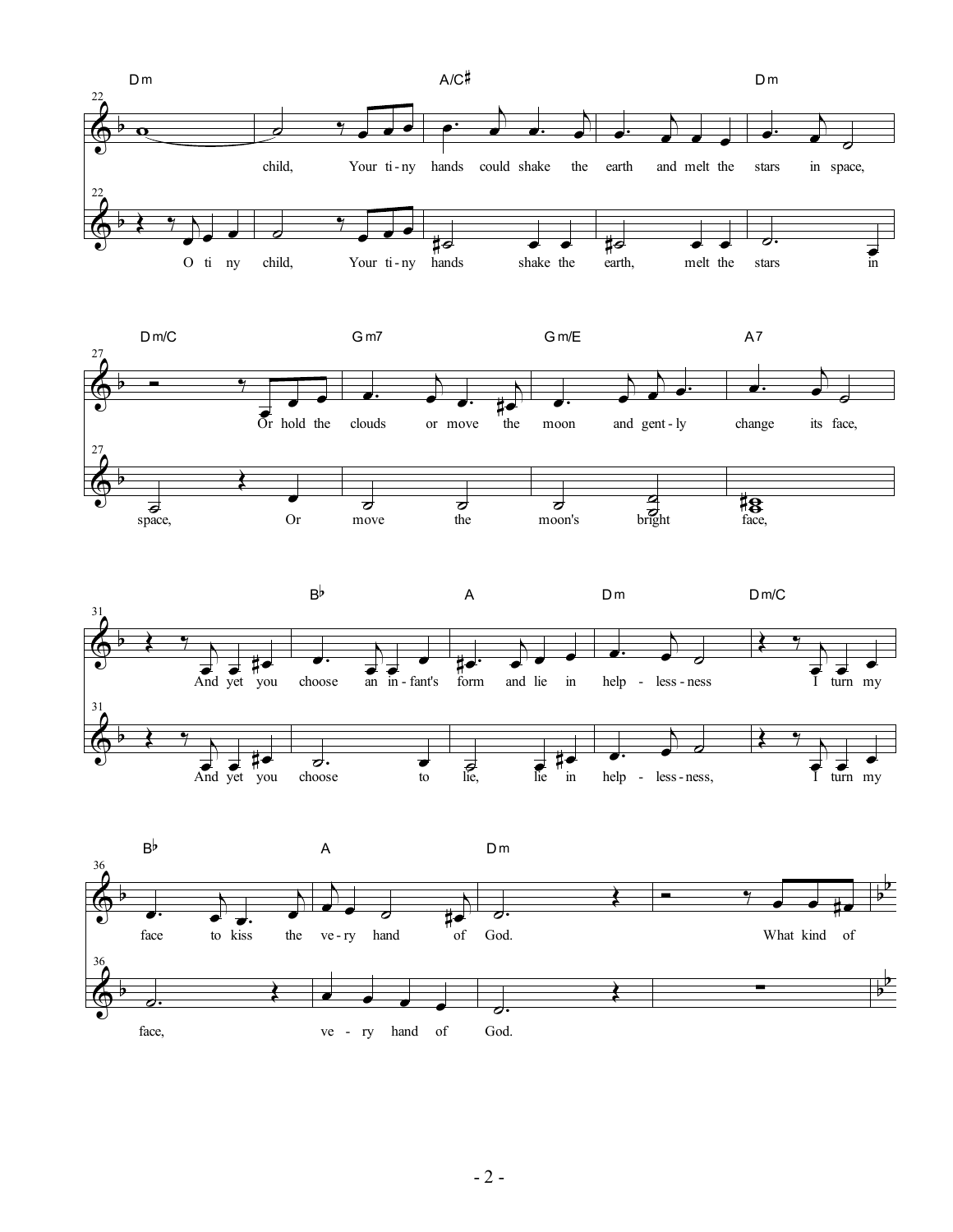Dm A/C♯ Dm

child, Your ti-ny hands could shake the earth and melt the stars in space,

O ti ny child, Your ti-ny hands shake the earth, melt the stars in

Dm/C Gm7 Gm/E A7

Or hold the clouds or move the moon and gent-ly change its face,

space, Or move the moon's bright face,

B♭ A Dm Dm/C

And yet you choose an in-fant's form and lie in help - less-ness I turn my

And yet you choose to lie, lie in help - less-ness, I turn my

B♭ A Dm

face to kiss the ve-ry hand of God. What kind of

face, ve - ry hand of God.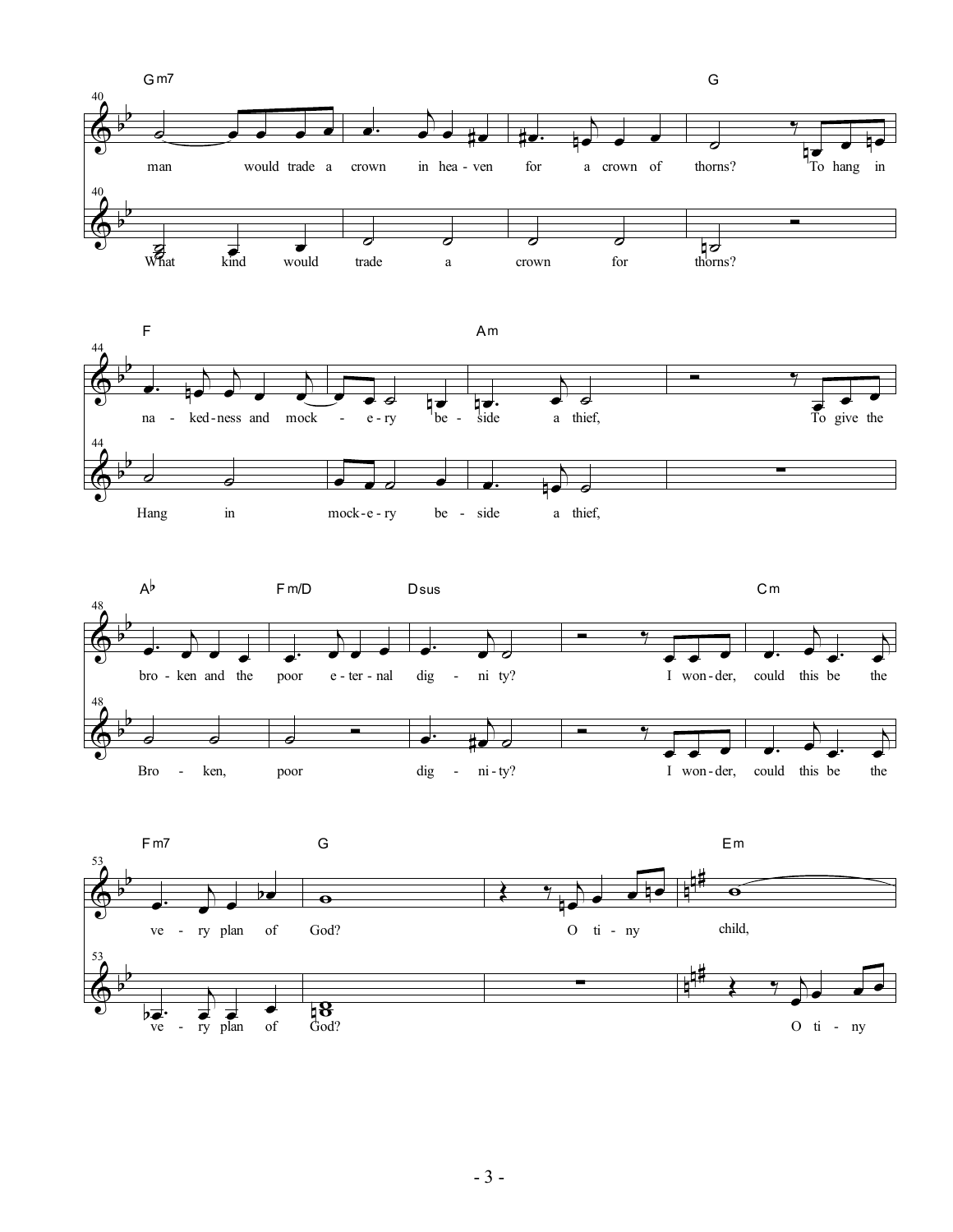Gm7 — G

40
man would trade a crown in hea - ven for a crown of thorns? To hang in

40
What kind would trade a crown for thorns?

F — Am

44
na - ked - ness and mock - e - ry be - side a thief, To give the

44
Hang in mock - e - ry be - side a thief,

A♭ — Fm/D — Dsus — Cm

48
bro - ken and the poor e - ter - nal dig - ni ty? I won - der, could this be the

48
Bro - ken, poor dig - ni - ty? I won - der, could this be the

Fm7 — G — Em

53
ve - ry plan of God? O ti - ny child,

53
ve - ry plan of God? O ti - ny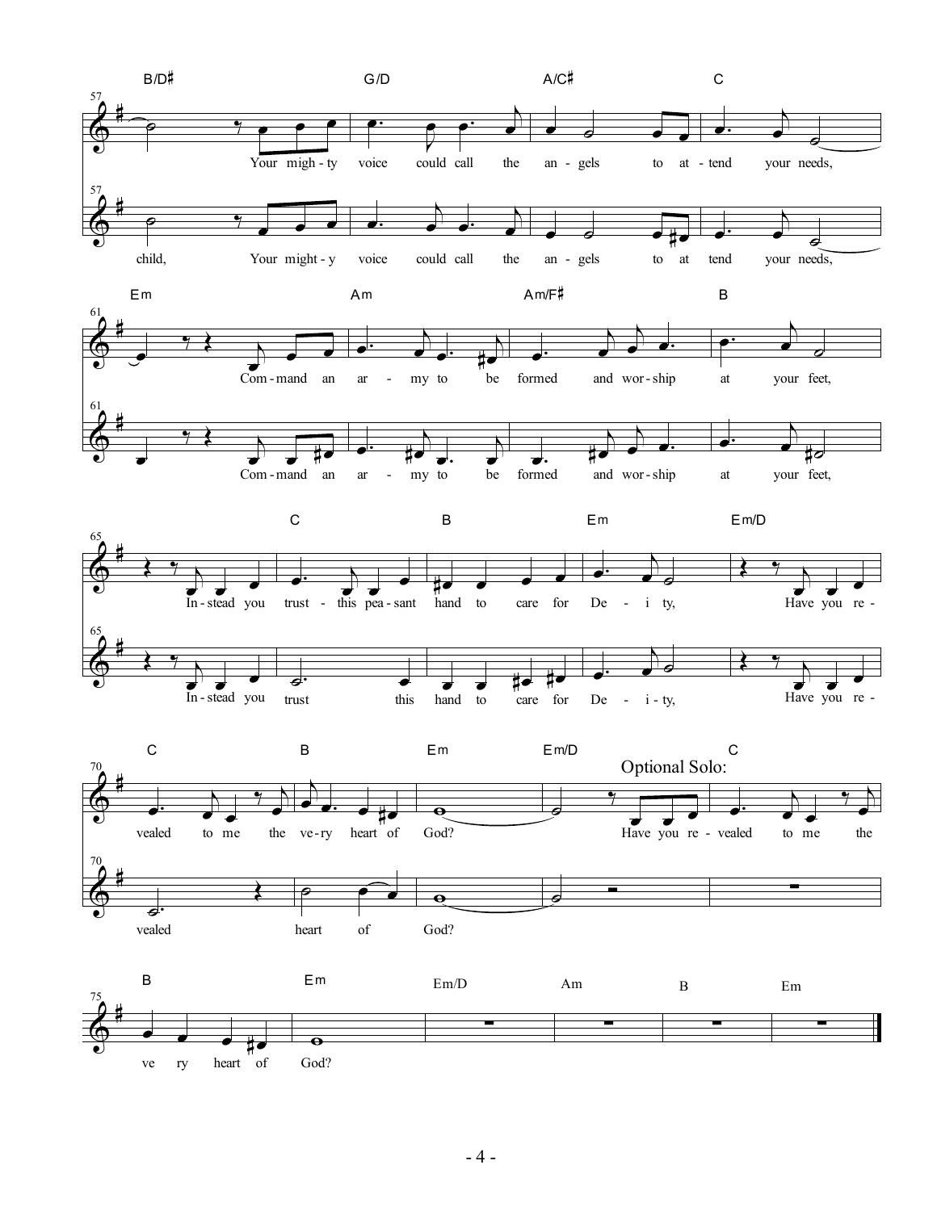B/D♯ G/D A/C♯ C

57

Your migh - ty voice could call the an - gels to at - tend your needs,

child, Your might - y voice could call the an - gels to at tend your needs,

Em Am Am/F♯ B

61

Com - mand an ar - my to be formed and wor - ship at your feet,

Com - mand an ar - my to be formed and wor - ship at your feet,

C B Em Em/D

65

In - stead you trust - this pea - sant hand to care for De - i ty, Have you re -

In - stead you trust this hand to care for De - i - ty, Have you re -

C B Em Em/D C

70

Optional Solo:

vealed to me the ve - ry heart of God? Have you re - vealed to me the

vealed heart of God?

B Em Em/D Am B Em

75

ve ry heart of God?